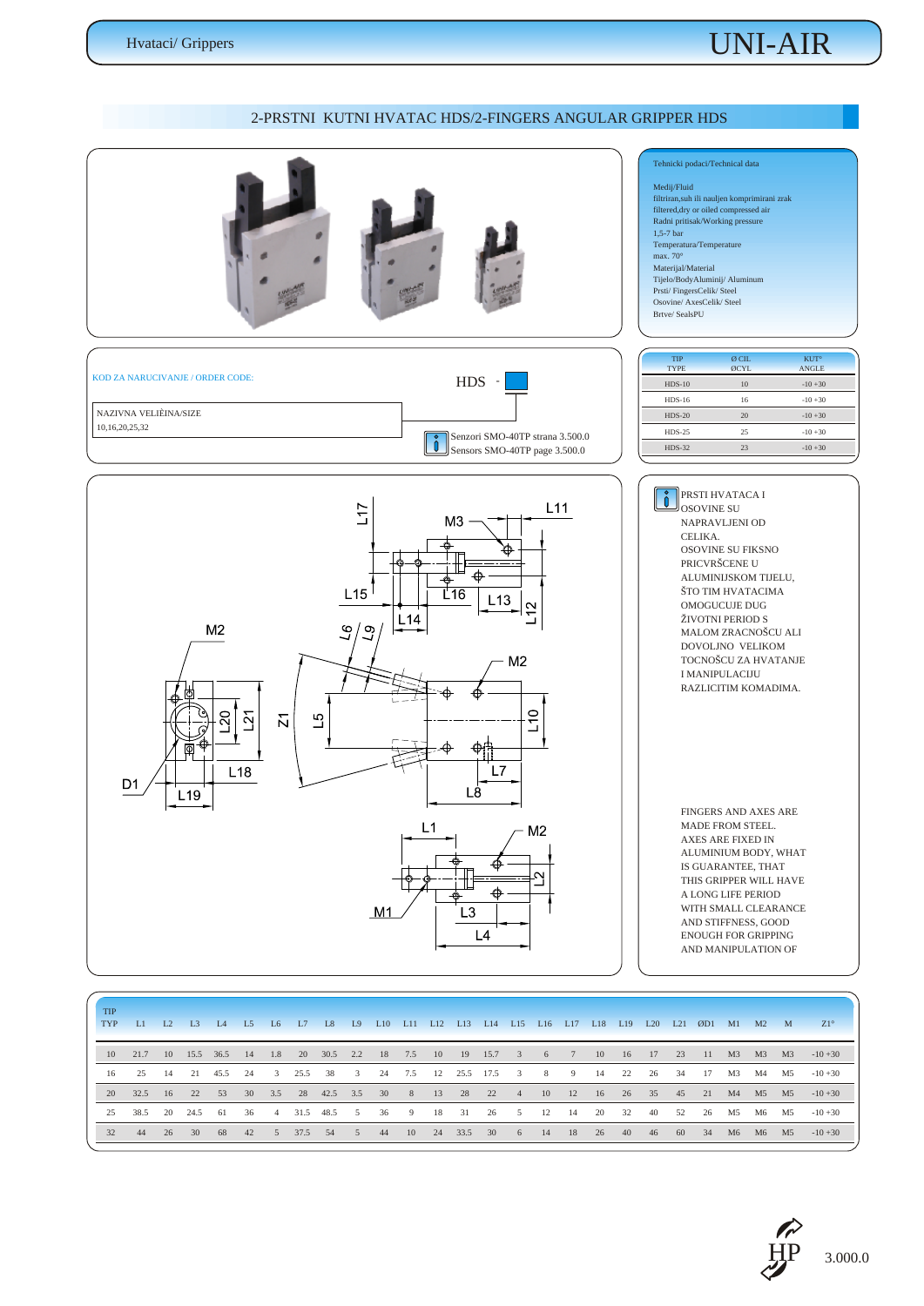# 2-PRSTNI KUTNI HVATAC HDS/2-FINGERS ANGULAR GRIPPER HDS

**Tehnicki podaci/Technical data**

Medij/Fluid
filtriran,suh ili nauljen komprimirani zrak
filtered,dry or oiled compressed air
Radni pritisak/Working pressure
1,5-7 bar
Temperatura/Temperature
max. 70°
Materijal/Material
Tijelo/BodyAluminij/ Aluminum
Prsti/ FingersCelik/ Steel
Osovine/ AxesCelik/ Steel
Brtve/ SealsPU

**KOD ZA NARUCIVANJE / ORDER CODE:**

HDS -

NAZIVNA VELIÈINA/SIZE
10,16,20,25,32

Senzori SMO-40TP strana 3.500.0
Sensors SMO-40TP page 3.500.0

| TIP TYPE | Ø CIL ØCYL | KUT° ANGLE |
|---|---|---|
| HDS-10 | 10 | -10 +30 |
| HDS-16 | 16 | -10 +30 |
| HDS-20 | 20 | -10 +30 |
| HDS-25 | 25 | -10 +30 |
| HDS-32 | 23 | -10 +30 |

PRSTI HVATACA I OSOVINE SU NAPRAVLJENI OD CELIKA. OSOVINE SU FIKSNO PRICVRŠCENE U ALUMINIJSKOM TIJELU, ŠTO TIM HVATACIMA OMOGUCUJE DUG ŽIVOTNI PERIOD S MALOM ZRACNOŠCU ALI DOVOLJNO VELIKOM TOCNOŠCU ZA HVATANJE I MANIPULACIJU RAZLICITIM KOMADIMA.

FINGERS AND AXES ARE MADE FROM STEEL. AXES ARE FIXED IN ALUMINIUM BODY, WHAT IS GUARANTEE, THAT THIS GRIPPER WILL HAVE A LONG LIFE PERIOD WITH SMALL CLEARANCE AND STIFFNESS, GOOD ENOUGH FOR GRIPPING AND MANIPULATION OF

| TIP TYP | L1 | L2 | L3 | L4 | L5 | L6 | L7 | L8 | L9 | L10 | L11 | L12 | L13 | L14 | L15 | L16 | L17 | L18 | L19 | L20 | L21 | ØD1 | M1 | M2 | M | Z1° |
|---|---|---|---|---|---|---|---|---|---|---|---|---|---|---|---|---|---|---|---|---|---|---|---|---|---|---|
| 10 | 21.7 | 10 | 15.5 | 36.5 | 14 | 1.8 | 20 | 30.5 | 2.2 | 18 | 7.5 | 10 | 19 | 15.7 | 3 | 6 | 7 | 10 | 16 | 17 | 23 | 11 | M3 | M3 | M3 | -10 +30 |
| 16 | 25 | 14 | 21 | 45.5 | 24 | 3 | 25.5 | 38 | 3 | 24 | 7.5 | 12 | 25.5 | 17.5 | 3 | 8 | 9 | 14 | 22 | 26 | 34 | 17 | M3 | M4 | M5 | -10 +30 |
| 20 | 32.5 | 16 | 22 | 53 | 30 | 3.5 | 28 | 42.5 | 3.5 | 30 | 8 | 13 | 28 | 22 | 4 | 10 | 12 | 16 | 26 | 35 | 45 | 21 | M4 | M5 | M5 | -10 +30 |
| 25 | 38.5 | 20 | 24.5 | 61 | 36 | 4 | 31.5 | 48.5 | 5 | 36 | 9 | 18 | 31 | 26 | 5 | 12 | 14 | 20 | 32 | 40 | 52 | 26 | M5 | M6 | M5 | -10 +30 |
| 32 | 44 | 26 | 30 | 68 | 42 | 5 | 37.5 | 54 | 5 | 44 | 10 | 24 | 33.5 | 30 | 6 | 14 | 18 | 26 | 40 | 46 | 60 | 34 | M6 | M6 | M5 | -10 +30 |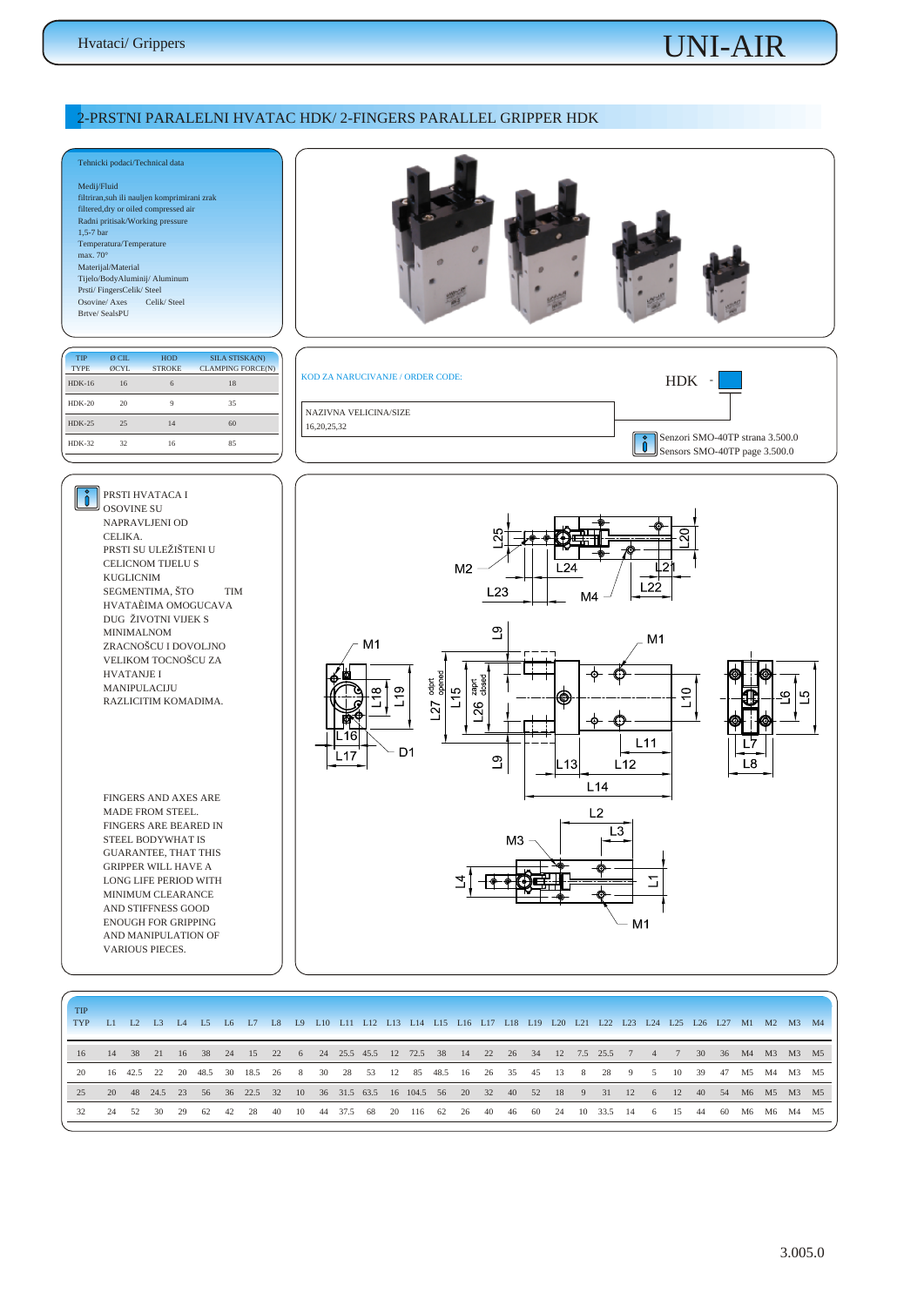## 2-PRSTNI PARALELNI HVATAC HDK/ 2-FINGERS PARALLEL GRIPPER HDK

Tehnicki podaci/Technical data

Medij/Fluid
filtriran,suh ili nauljen komprimirani zrak
filtered,dry or oiled compressed air
Radni pritisak/Working pressure
1,5-7 bar
Temperatura/Temperature
max. 70°
Materijal/Material
Tijelo/BodyAluminij/ Aluminum
Prsti/ FingersCelik/ Steel
Osovine/ Axes Celik/ Steel
Brtve/ SealsPU

| TIP TYPE | Ø CIL ØCYL | HOD STROKE | SILA STISKA(N) CLAMPING FORCE(N) |
|---|---|---|---|
| HDK-16 | 16 | 6 | 18 |
| HDK-20 | 20 | 9 | 35 |
| HDK-25 | 25 | 14 | 60 |
| HDK-32 | 32 | 16 | 85 |

KOD ZA NARUCIVANJE / ORDER CODE: HDK -

NAZIVNA VELICINA/SIZE
16,20,25,32

Senzori SMO-40TP strana 3.500.0
Sensors SMO-40TP page 3.500.0

PRSTI HVATACA I OSOVINE SU NAPRAVLJENI OD CELIKA. PRSTI SU ULEŽIŠTENI U CELICNOM TIJELU S KUGLICNIM SEGMENTIMA, ŠTO TIM HVATAÈIMA OMOGUCAVA DUG ŽIVOTNI VIJEK S MINIMALNOM ZRACNOŠCU I DOVOLJNO VELIKOM TOCNOŠCU ZA HVATANJE I MANIPULACIJU RAZLICITIM KOMADIMA.

FINGERS AND AXES ARE MADE FROM STEEL. FINGERS ARE BEARED IN STEEL BODYWHAT IS GUARANTEE, THAT THIS GRIPPER WILL HAVE A LONG LIFE PERIOD WITH MINIMUM CLEARANCE AND STIFFNESS GOOD ENOUGH FOR GRIPPING AND MANIPULATION OF VARIOUS PIECES.

| TIP TYP | L1 | L2 | L3 | L4 | L5 | L6 | L7 | L8 | L9 | L10 | L11 | L12 | L13 | L14 | L15 | L16 | L17 | L18 | L19 | L20 | L21 | L22 | L23 | L24 | L25 | L26 | L27 | M1 | M2 | M3 | M4 |
|---|---|---|---|---|---|---|---|---|---|---|---|---|---|---|---|---|---|---|---|---|---|---|---|---|---|---|---|---|---|---|---|
| 16 | 14 | 38 | 21 | 16 | 38 | 24 | 15 | 22 | 6 | 24 | 25.5 | 45.5 | 12 | 72.5 | 38 | 14 | 22 | 26 | 34 | 12 | 7.5 | 25.5 | 7 | 4 | 7 | 30 | 36 | M4 | M3 | M3 | M5 |
| 20 | 16 | 42.5 | 22 | 20 | 48.5 | 30 | 18.5 | 26 | 8 | 30 | 28 | 53 | 12 | 85 | 48.5 | 16 | 26 | 35 | 45 | 13 | 8 | 28 | 9 | 5 | 10 | 39 | 47 | M5 | M4 | M3 | M5 |
| 25 | 20 | 48 | 24.5 | 23 | 56 | 36 | 22.5 | 32 | 10 | 36 | 31.5 | 63.5 | 16 | 104.5 | 56 | 20 | 32 | 40 | 52 | 18 | 9 | 31 | 12 | 6 | 12 | 40 | 54 | M6 | M5 | M3 | M5 |
| 32 | 24 | 52 | 30 | 29 | 62 | 42 | 28 | 40 | 10 | 44 | 37.5 | 68 | 20 | 116 | 62 | 26 | 40 | 46 | 60 | 24 | 10 | 33.5 | 14 | 6 | 15 | 44 | 60 | M6 | M6 | M4 | M5 |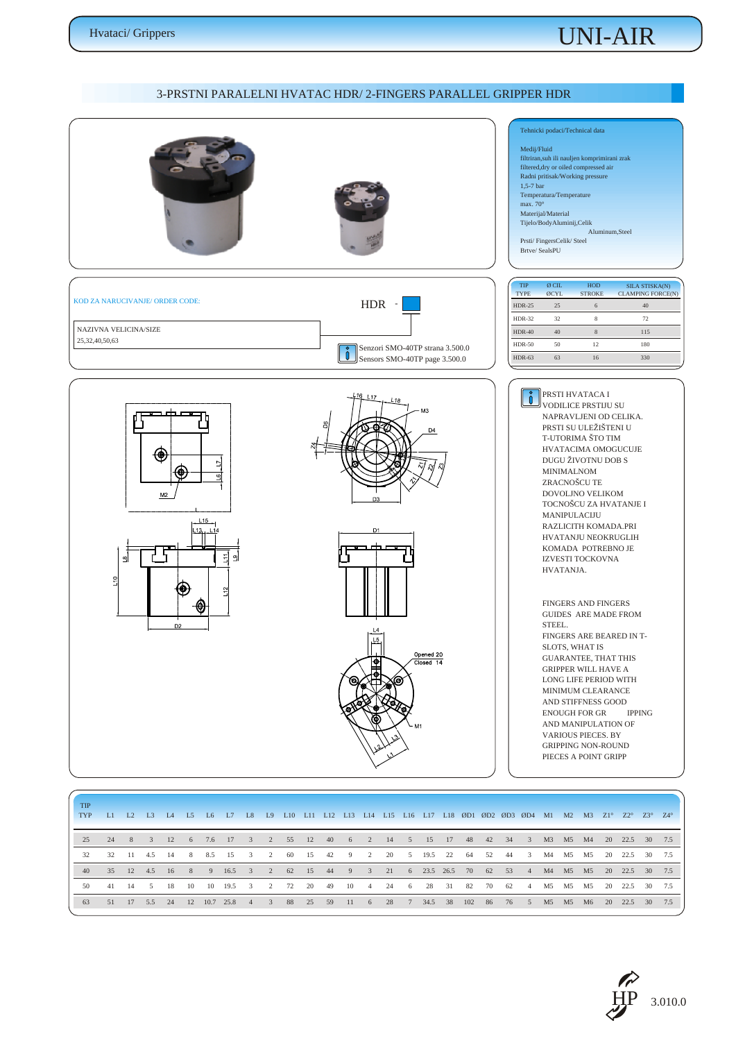## 3-PRSTNI PARALELNI HVATAC HDR/ 2-FINGERS PARALLEL GRIPPER HDR

Tehnicki podaci/Technical data

Medij/Fluid
filtriran,suh ili nauljen komprimirani zrak
filtered,dry or oiled compressed air
Radni pritisak/Working pressure
1,5-7 bar
Temperatura/Temperature
max. 70°
Materijal/Material
Tijelo/BodyAluminij,Celik
Aluminum,Steel
Prsti/ FingersCelik/ Steel
Brtve/ SealsPU

KOD ZA NARUCIVANJE/ ORDER CODE:

HDR -

NAZIVNA VELICINA/SIZE
25,32,40,50,63

Senzori SMO-40TP strana 3.500.0
Sensors SMO-40TP page 3.500.0

| TIP TYPE | Ø CIL ØCYL | HOD STROKE | SILA STISKA(N) CLAMPING FORCE(N) |
|---|---|---|---|
| HDR-25 | 25 | 6 | 40 |
| HDR-32 | 32 | 8 | 72 |
| HDR-40 | 40 | 8 | 115 |
| HDR-50 | 50 | 12 | 180 |
| HDR-63 | 63 | 16 | 330 |

PRSTI HVATACA I VODILICE PRSTIJU SU NAPRAVLJENI OD CELIKA. PRSTI SU ULEŽIŠTENI U T-UTORIMA ŠTO TIM HVATACIMA OMOGUCUJE DUGU ŽIVOTNU DOB S MINIMALNOM ZRACNOŠCU TE DOVOLJNO VELIKOM TOCNOŠCU ZA HVATANJE I MANIPULACIJU RAZLICITH KOMADA.PRI HVATANJU NEOKRUGLIH KOMADA POTREBNO JE IZVESTI TOCKOVNA HVATANJA.

FINGERS AND FINGERS GUIDES ARE MADE FROM STEEL. FINGERS ARE BEARED IN T-SLOTS, WHAT IS GUARANTEE, THAT THIS GRIPPER WILL HAVE A LONG LIFE PERIOD WITH MINIMUM CLEARANCE AND STIFFNESS GOOD ENOUGH FOR GRIPPING AND MANIPULATION OF VARIOUS PIECES. BY GRIPPING NON-ROUND PIECES A POINT GRIP

Opened 20
Closed 14

| TIP TYP | L1 | L2 | L3 | L4 | L5 | L6 | L7 | L8 | L9 | L10 | L11 | L12 | L13 | L14 | L15 | L16 | L17 | L18 | ØD1 | ØD2 | ØD3 | ØD4 | M1 | M2 | M3 | Z1° | Z2° | Z3° | Z4° |
|---|---|---|---|---|---|---|---|---|---|---|---|---|---|---|---|---|---|---|---|---|---|---|---|---|---|---|---|---|---|
| 25 | 24 | 8 | 3 | 12 | 6 | 7.6 | 17 | 3 | 2 | 55 | 12 | 40 | 6 | 2 | 14 | 5 | 15 | 17 | 48 | 42 | 34 | 3 | M3 | M5 | M4 | 20 | 22.5 | 30 | 7.5 |
| 32 | 32 | 11 | 4.5 | 14 | 8 | 8.5 | 15 | 3 | 2 | 60 | 15 | 42 | 9 | 2 | 20 | 5 | 19.5 | 22 | 64 | 52 | 44 | 3 | M4 | M5 | M5 | 20 | 22.5 | 30 | 7.5 |
| 40 | 35 | 12 | 4.5 | 16 | 8 | 9 | 16.5 | 3 | 2 | 62 | 15 | 44 | 9 | 3 | 21 | 6 | 23.5 | 26.5 | 70 | 62 | 53 | 4 | M4 | M5 | M5 | 20 | 22.5 | 30 | 7.5 |
| 50 | 41 | 14 | 5 | 18 | 10 | 10 | 19.5 | 3 | 2 | 72 | 20 | 49 | 10 | 4 | 24 | 6 | 28 | 31 | 82 | 70 | 62 | 4 | M5 | M5 | M5 | 20 | 22.5 | 30 | 7.5 |
| 63 | 51 | 17 | 5.5 | 24 | 12 | 10.7 | 25.8 | 4 | 3 | 88 | 25 | 59 | 11 | 6 | 28 | 7 | 34.5 | 38 | 102 | 86 | 76 | 5 | M5 | M5 | M6 | 20 | 22.5 | 30 | 7.5 |